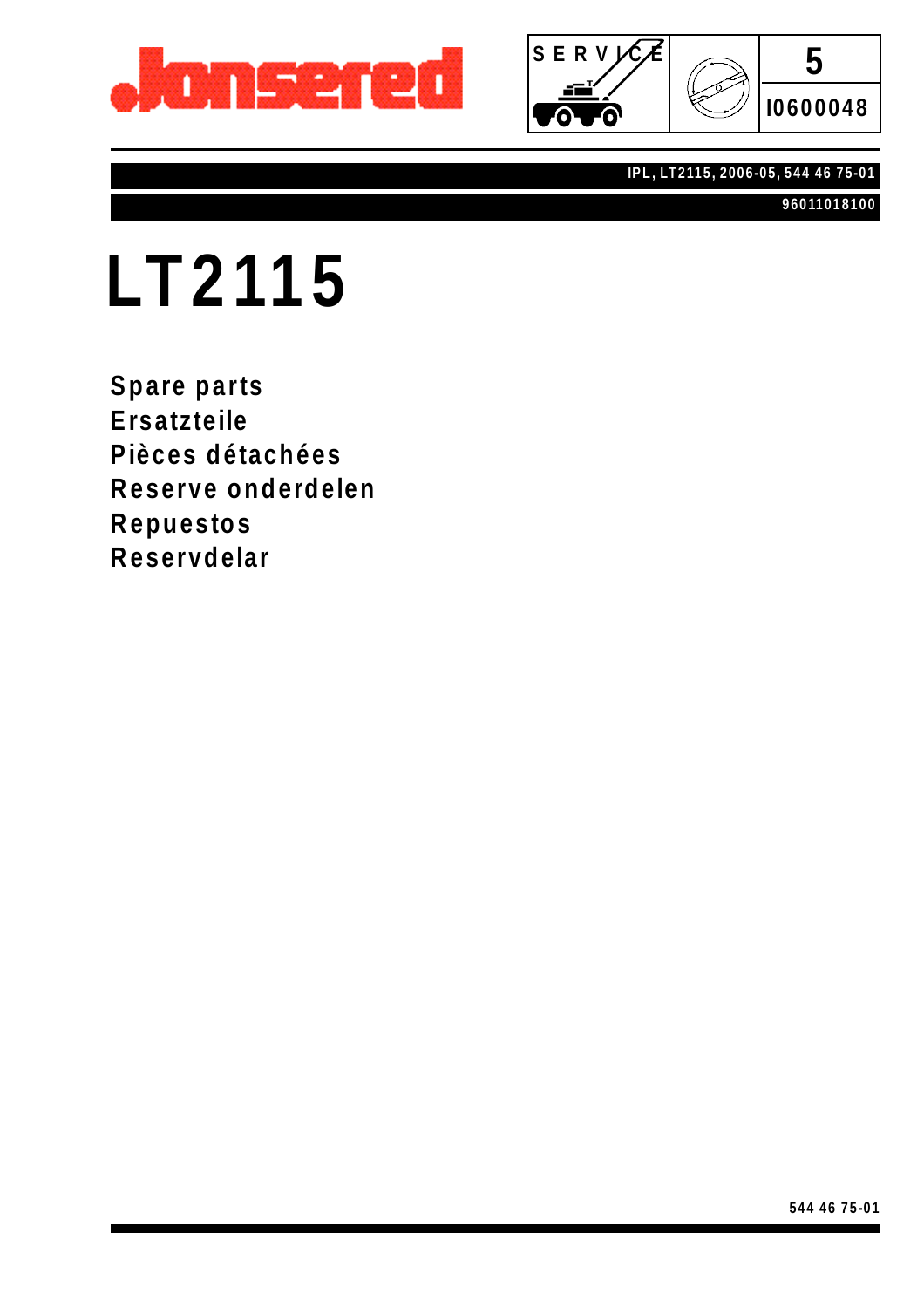Jonsered

SERVICE

5

I0600048

IPL, LT2115, 2006-05, 544 46 75-01

96011018100

# LT2115

**Spare parts**
**Ersatzteile**
**Pièces détachées**
**Reserve onderdelen**
**Repuestos**
**Reservdelar**

544 46 75-01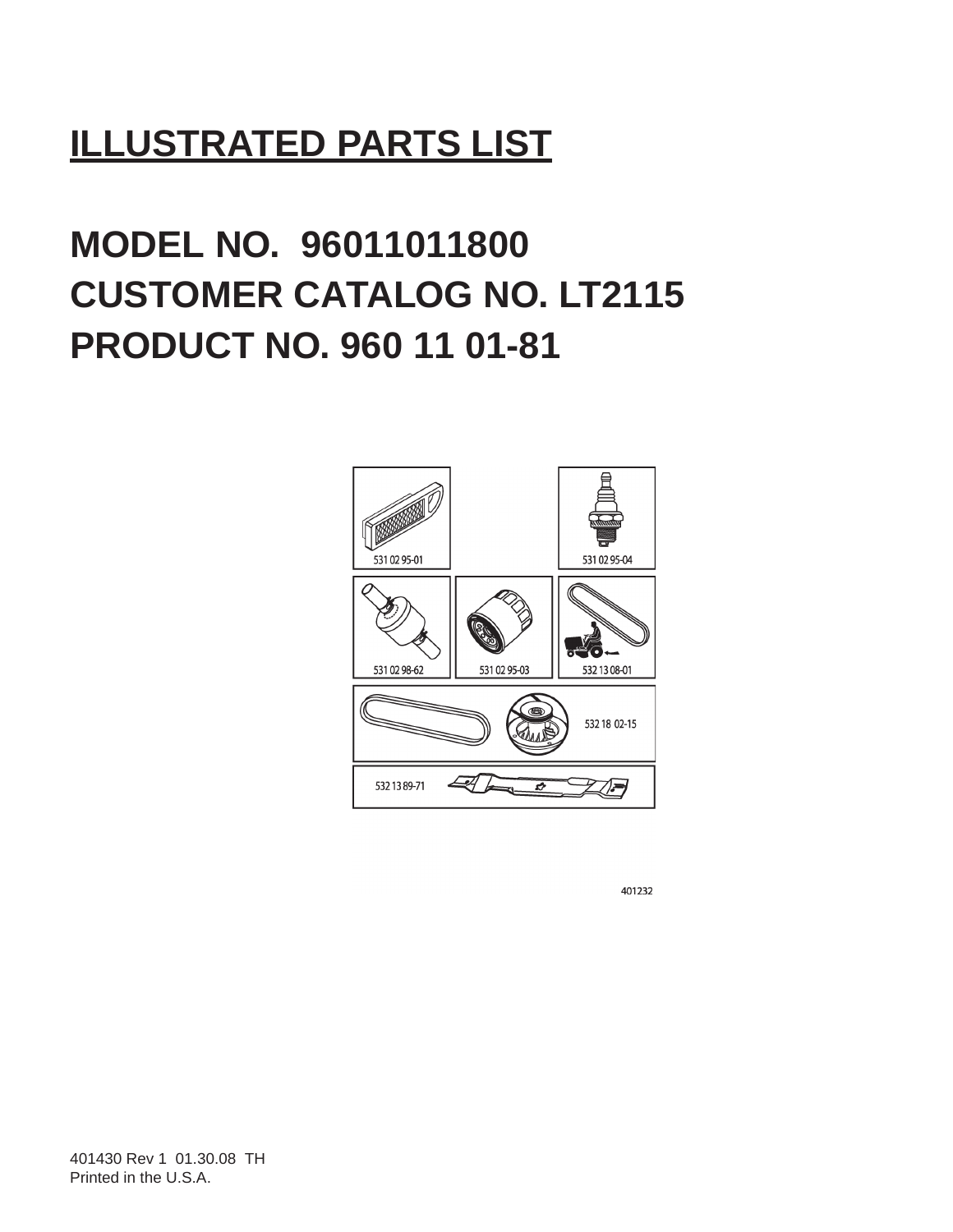# ILLUSTRATED PARTS LIST

## MODEL NO. 96011011800
## CUSTOMER CATALOG NO. LT2115
## PRODUCT NO. 960 11 01-81

531 02 95-01

531 02 95-04

531 02 98-62

531 02 95-03

532 13 08-01

532 18 02-15

532 13 89-71

401232

401430 Rev 1 01.30.08 TH
Printed in the U.S.A.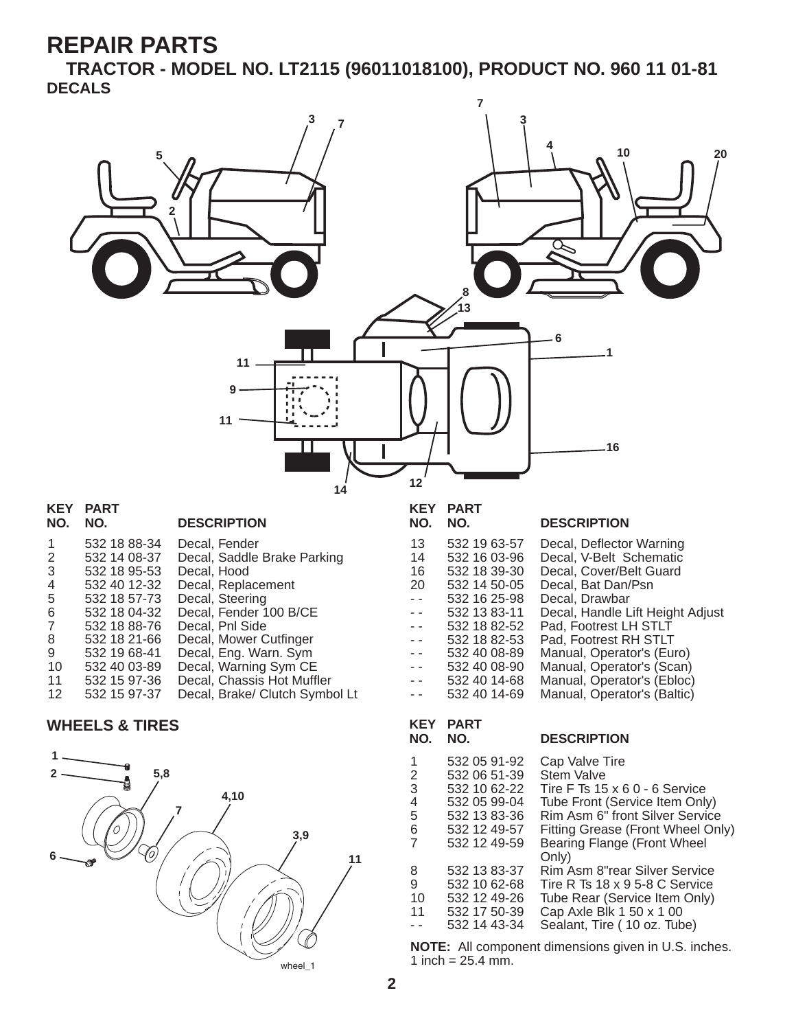# REPAIR PARTS

## TRACTOR - MODEL NO. LT2115 (96011018100), PRODUCT NO. 960 11 01-81

### DECALS

| KEY NO. | PART NO. | DESCRIPTION |
|---|---|---|
| 1 | 532 18 88-34 | Decal, Fender |
| 2 | 532 14 08-37 | Decal, Saddle Brake Parking |
| 3 | 532 18 95-53 | Decal, Hood |
| 4 | 532 40 12-32 | Decal, Replacement |
| 5 | 532 18 57-73 | Decal, Steering |
| 6 | 532 18 04-32 | Decal, Fender 100 B/CE |
| 7 | 532 18 88-76 | Decal, Pnl Side |
| 8 | 532 18 21-66 | Decal, Mower Cutfinger |
| 9 | 532 19 68-41 | Decal, Eng. Warn. Sym |
| 10 | 532 40 03-89 | Decal, Warning Sym CE |
| 11 | 532 15 97-36 | Decal, Chassis Hot Muffler |
| 12 | 532 15 97-37 | Decal, Brake/ Clutch Symbol Lt |
| 13 | 532 19 63-57 | Decal, Deflector Warning |
| 14 | 532 16 03-96 | Decal, V-Belt Schematic |
| 16 | 532 18 39-30 | Decal, Cover/Belt Guard |
| 20 | 532 14 50-05 | Decal, Bat Dan/Psn |
| - - | 532 16 25-98 | Decal, Drawbar |
| - - | 532 13 83-11 | Decal, Handle Lift Height Adjust |
| - - | 532 18 82-52 | Pad, Footrest LH STLT |
| - - | 532 18 82-53 | Pad, Footrest RH STLT |
| - - | 532 40 08-89 | Manual, Operator's (Euro) |
| - - | 532 40 08-90 | Manual, Operator's (Scan) |
| - - | 532 40 14-68 | Manual, Operator's (Ebloc) |
| - - | 532 40 14-69 | Manual, Operator's (Baltic) |

### WHEELS & TIRES

| KEY NO. | PART NO. | DESCRIPTION |
|---|---|---|
| 1 | 532 05 91-92 | Cap Valve Tire |
| 2 | 532 06 51-39 | Stem Valve |
| 3 | 532 10 62-22 | Tire F Ts 15 x 6 0 - 6 Service |
| 4 | 532 05 99-04 | Tube Front (Service Item Only) |
| 5 | 532 13 83-36 | Rim Asm 6" front Silver Service |
| 6 | 532 12 49-57 | Fitting Grease (Front Wheel Only) |
| 7 | 532 12 49-59 | Bearing Flange (Front Wheel Only) |
| 8 | 532 13 83-37 | Rim Asm 8"rear Silver Service |
| 9 | 532 10 62-68 | Tire R Ts 18 x 9 5-8 C Service |
| 10 | 532 12 49-26 | Tube Rear (Service Item Only) |
| 11 | 532 17 50-39 | Cap Axle Blk 1 50 x 1 00 |
| - - | 532 14 43-34 | Sealant, Tire ( 10 oz. Tube) |

**NOTE:** All component dimensions given in U.S. inches. 1 inch = 25.4 mm.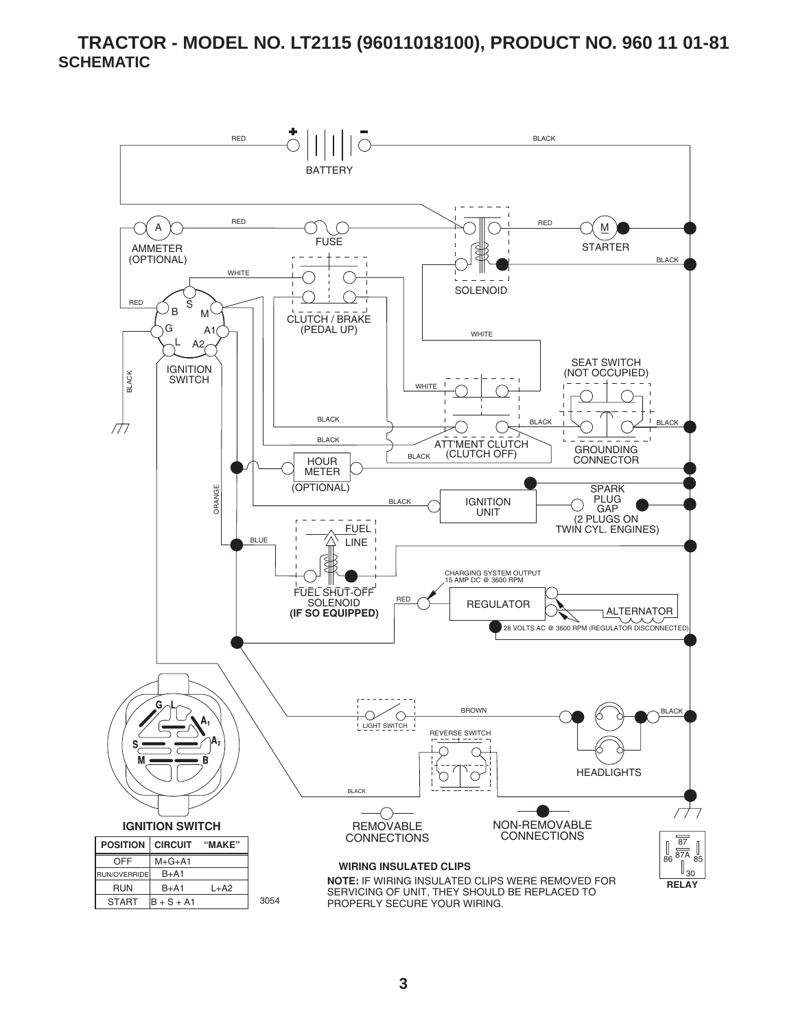# TRACTOR - MODEL NO. LT2115 (96011018100), PRODUCT NO. 960 11 01-81

## SCHEMATIC

BATTERY

RED

BLACK

AMMETER (OPTIONAL)

FUSE

SOLENOID

STARTER

CLUTCH / BRAKE (PEDAL UP)

IGNITION SWITCH

SEAT SWITCH (NOT OCCUPIED)

ATT'MENT CLUTCH (CLUTCH OFF)

GROUNDING CONNECTOR

HOUR METER (OPTIONAL)

IGNITION UNIT

SPARK PLUG GAP (2 PLUGS ON TWIN CYL. ENGINES)

FUEL LINE

FUEL SHUT-OFF SOLENOID **(IF SO EQUIPPED)**

CHARGING SYSTEM OUTPUT 15 AMP DC @ 3600 RPM

REGULATOR

ALTERNATOR

28 VOLTS AC @ 3600 RPM (REGULATOR DISCONNECTED)

LIGHT SWITCH

REVERSE SWITCH

HEADLIGHTS

REMOVABLE CONNECTIONS

NON-REMOVABLE CONNECTIONS

RELAY

**IGNITION SWITCH**

| POSITION | CIRCUIT | "MAKE" |
|---|---|---|
| OFF | M+G+A1 | |
| RUN/OVERRIDE | B+A1 | |
| RUN | B+A1 | L+A2 |
| START | B + S + A1 | |

3054

**WIRING INSULATED CLIPS**

**NOTE:** IF WIRING INSULATED CLIPS WERE REMOVED FOR SERVICING OF UNIT, THEY SHOULD BE REPLACED TO PROPERLY SECURE YOUR WIRING.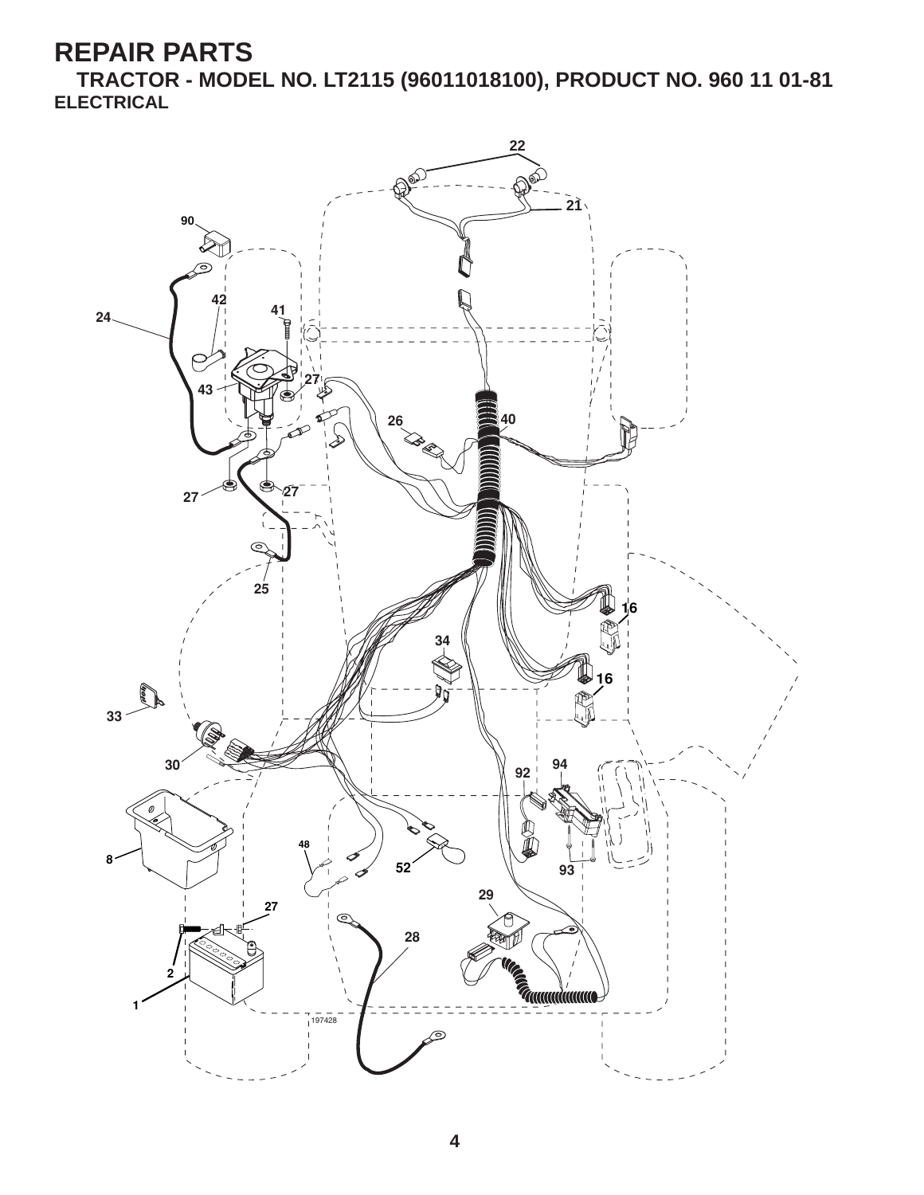# REPAIR PARTS

## TRACTOR - MODEL NO. LT2115 (96011018100), PRODUCT NO. 960 11 01-81

### ELECTRICAL

22 21 90 42 41 24 43 27 26 40 27 27 25 16 34 16 33 30 92 94 8 48 52 93 29 27 28 2 1 197428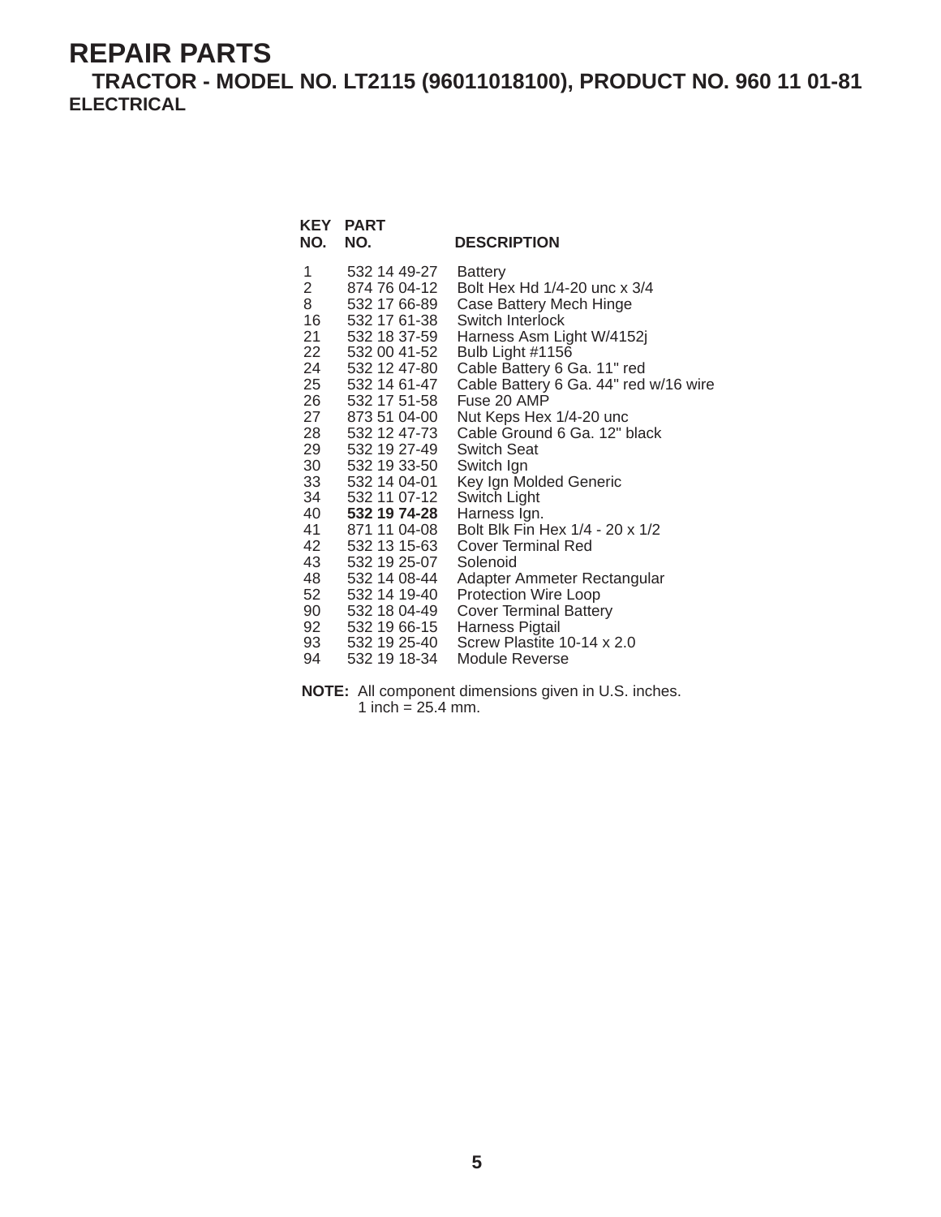# REPAIR PARTS

## TRACTOR - MODEL NO. LT2115 (96011018100), PRODUCT NO. 960 11 01-81

### ELECTRICAL

| KEY NO. | PART NO. | DESCRIPTION |
|---|---|---|
| 1 | 532 14 49-27 | Battery |
| 2 | 874 76 04-12 | Bolt Hex Hd 1/4-20 unc x 3/4 |
| 8 | 532 17 66-89 | Case Battery Mech Hinge |
| 16 | 532 17 61-38 | Switch Interlock |
| 21 | 532 18 37-59 | Harness Asm Light W/4152j |
| 22 | 532 00 41-52 | Bulb Light #1156 |
| 24 | 532 12 47-80 | Cable Battery 6 Ga. 11" red |
| 25 | 532 14 61-47 | Cable Battery 6 Ga. 44" red w/16 wire |
| 26 | 532 17 51-58 | Fuse 20 AMP |
| 27 | 873 51 04-00 | Nut Keps Hex 1/4-20 unc |
| 28 | 532 12 47-73 | Cable Ground 6 Ga. 12" black |
| 29 | 532 19 27-49 | Switch Seat |
| 30 | 532 19 33-50 | Switch Ign |
| 33 | 532 14 04-01 | Key Ign Molded Generic |
| 34 | 532 11 07-12 | Switch Light |
| 40 | **532 19 74-28** | Harness Ign. |
| 41 | 871 11 04-08 | Bolt Blk Fin Hex 1/4 - 20 x 1/2 |
| 42 | 532 13 15-63 | Cover Terminal Red |
| 43 | 532 19 25-07 | Solenoid |
| 48 | 532 14 08-44 | Adapter Ammeter Rectangular |
| 52 | 532 14 19-40 | Protection Wire Loop |
| 90 | 532 18 04-49 | Cover Terminal Battery |
| 92 | 532 19 66-15 | Harness Pigtail |
| 93 | 532 19 25-40 | Screw Plastite 10-14 x 2.0 |
| 94 | 532 19 18-34 | Module Reverse |

**NOTE:** All component dimensions given in U.S. inches.
1 inch = 25.4 mm.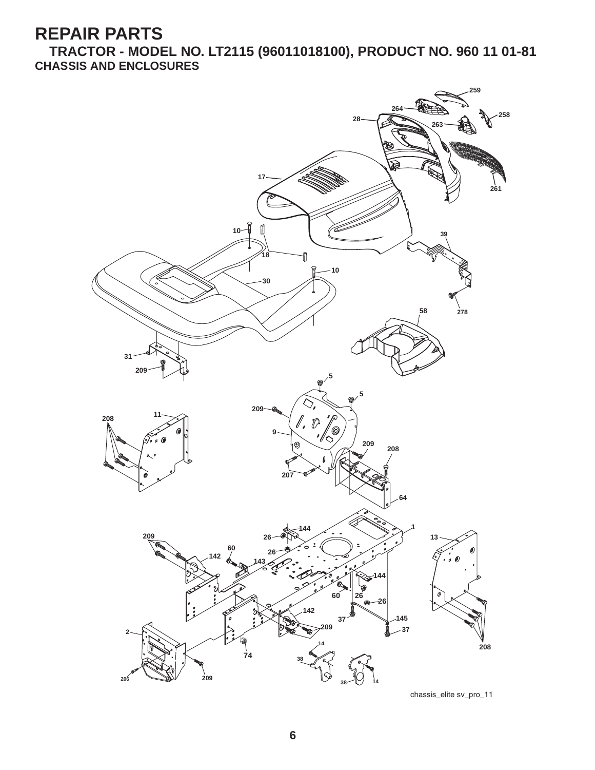# REPAIR PARTS

## TRACTOR - MODEL NO. LT2115 (96011018100), PRODUCT NO. 960 11 01-81

### CHASSIS AND ENCLOSURES

259 264 258 28 263 261 17 10 39 18 10 30 58 278 31 209 5 5 209 11 208 9 209 208 207 64 1 144 209 26 13 60 26 142 143 144 60 26 26 142 37 145 209 37 2 14 74 208 38 206 209 38 14

chassis_elite sv_pro_11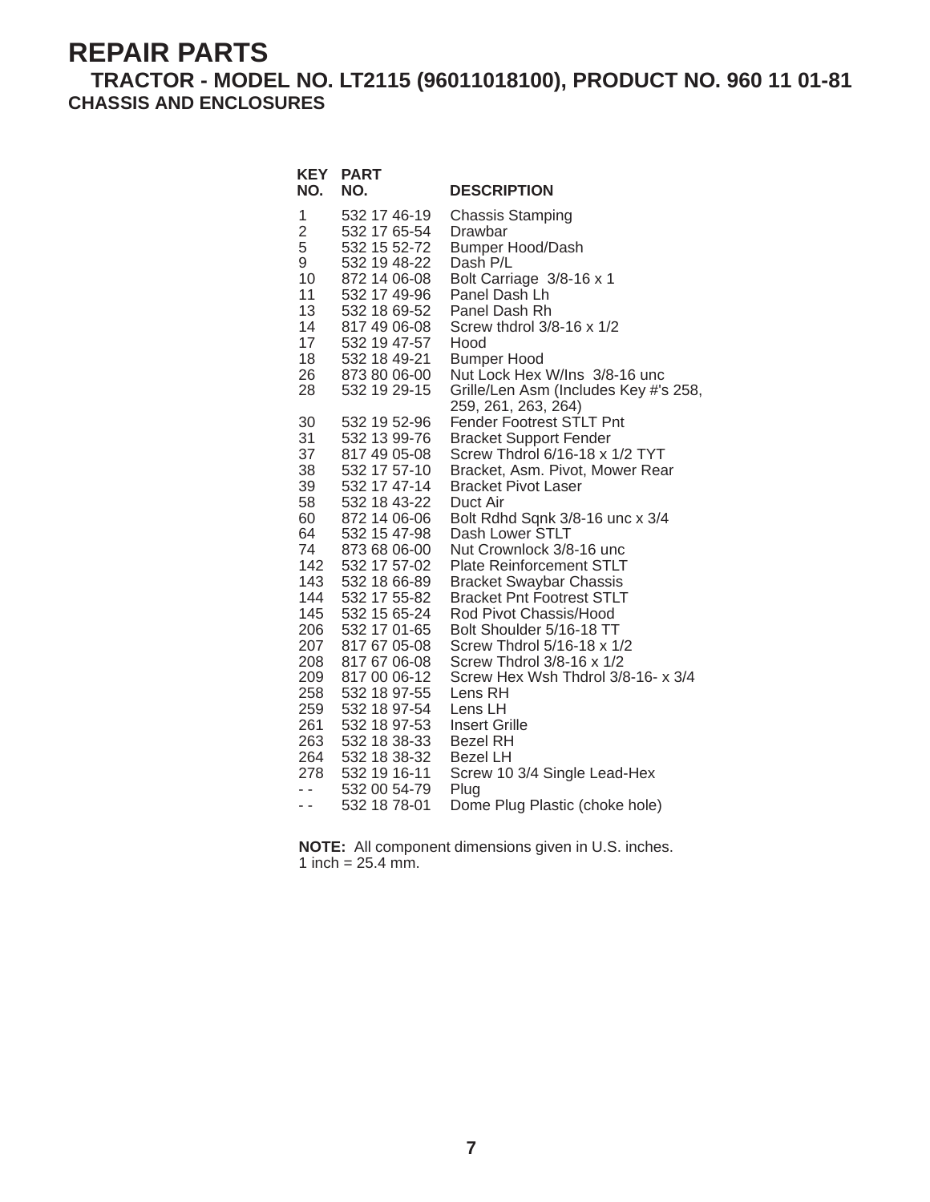# REPAIR PARTS

## TRACTOR - MODEL NO. LT2115 (96011018100), PRODUCT NO. 960 11 01-81

### CHASSIS AND ENCLOSURES

| KEY NO. | PART NO. | DESCRIPTION |
|---|---|---|
| 1 | 532 17 46-19 | Chassis Stamping |
| 2 | 532 17 65-54 | Drawbar |
| 5 | 532 15 52-72 | Bumper Hood/Dash |
| 9 | 532 19 48-22 | Dash P/L |
| 10 | 872 14 06-08 | Bolt Carriage 3/8-16 x 1 |
| 11 | 532 17 49-96 | Panel Dash Lh |
| 13 | 532 18 69-52 | Panel Dash Rh |
| 14 | 817 49 06-08 | Screw thdrol 3/8-16 x 1/2 |
| 17 | 532 19 47-57 | Hood |
| 18 | 532 18 49-21 | Bumper Hood |
| 26 | 873 80 06-00 | Nut Lock Hex W/Ins 3/8-16 unc |
| 28 | 532 19 29-15 | Grille/Len Asm (Includes Key #'s 258, 259, 261, 263, 264) |
| 30 | 532 19 52-96 | Fender Footrest STLT Pnt |
| 31 | 532 13 99-76 | Bracket Support Fender |
| 37 | 817 49 05-08 | Screw Thdrol 6/16-18 x 1/2 TYT |
| 38 | 532 17 57-10 | Bracket, Asm. Pivot, Mower Rear |
| 39 | 532 17 47-14 | Bracket Pivot Laser |
| 58 | 532 18 43-22 | Duct Air |
| 60 | 872 14 06-06 | Bolt Rdhd Sqnk 3/8-16 unc x 3/4 |
| 64 | 532 15 47-98 | Dash Lower STLT |
| 74 | 873 68 06-00 | Nut Crownlock 3/8-16 unc |
| 142 | 532 17 57-02 | Plate Reinforcement STLT |
| 143 | 532 18 66-89 | Bracket Swaybar Chassis |
| 144 | 532 17 55-82 | Bracket Pnt Footrest STLT |
| 145 | 532 15 65-24 | Rod Pivot Chassis/Hood |
| 206 | 532 17 01-65 | Bolt Shoulder 5/16-18 TT |
| 207 | 817 67 05-08 | Screw Thdrol 5/16-18 x 1/2 |
| 208 | 817 67 06-08 | Screw Thdrol 3/8-16 x 1/2 |
| 209 | 817 00 06-12 | Screw Hex Wsh Thdrol 3/8-16- x 3/4 |
| 258 | 532 18 97-55 | Lens RH |
| 259 | 532 18 97-54 | Lens LH |
| 261 | 532 18 97-53 | Insert Grille |
| 263 | 532 18 38-33 | Bezel RH |
| 264 | 532 18 38-32 | Bezel LH |
| 278 | 532 19 16-11 | Screw 10 3/4 Single Lead-Hex |
| - - | 532 00 54-79 | Plug |
| - - | 532 18 78-01 | Dome Plug Plastic (choke hole) |

**NOTE:** All component dimensions given in U.S. inches.
1 inch = 25.4 mm.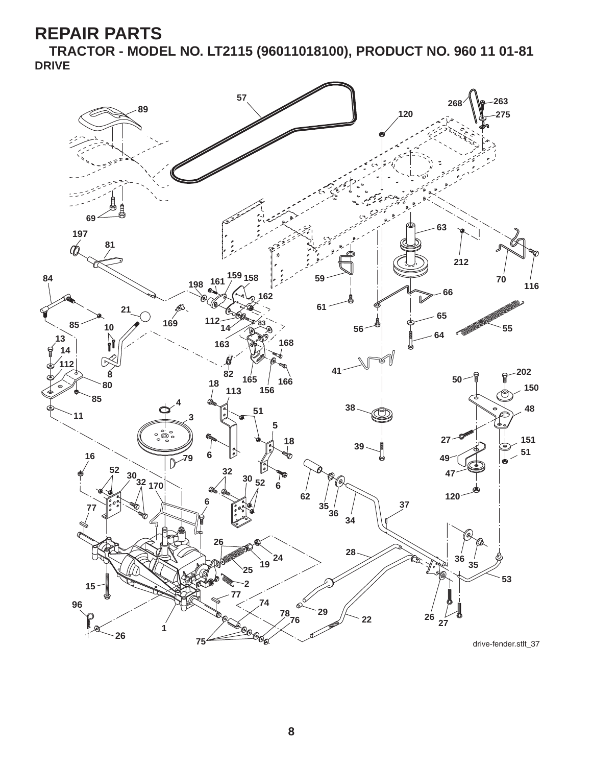# REPAIR PARTS

## TRACTOR - MODEL NO. LT2115 (96011018100), PRODUCT NO. 960 11 01-81

### DRIVE

drive-fender.stlt_37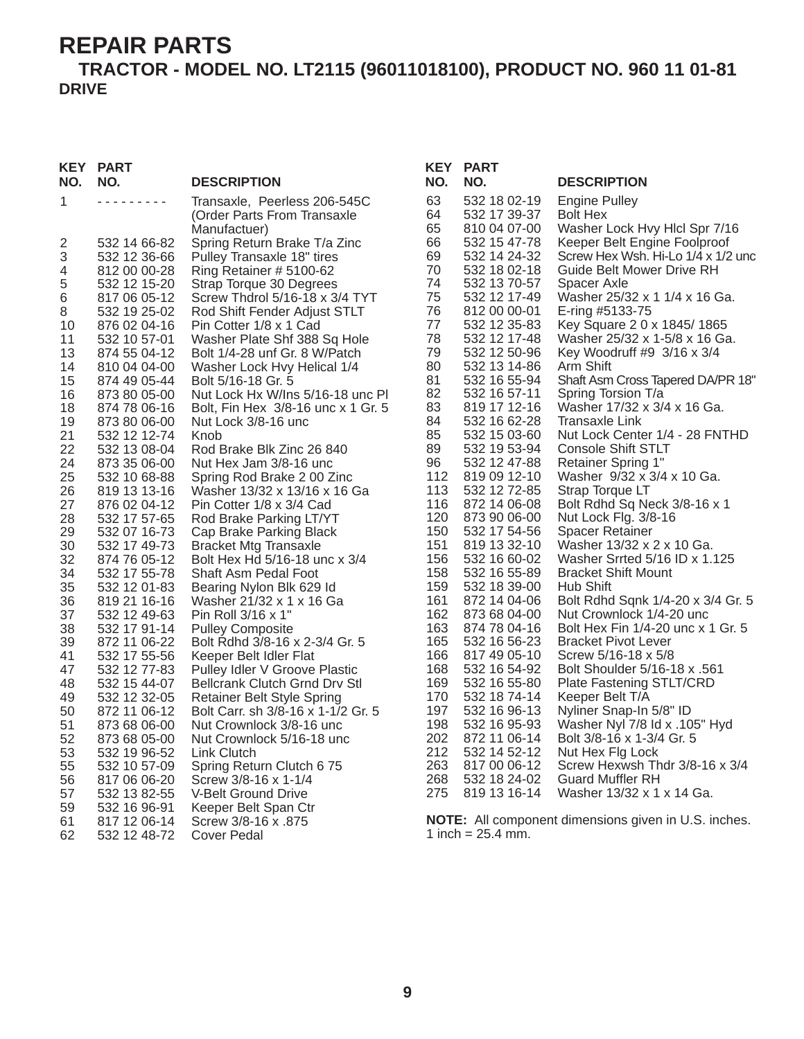# REPAIR PARTS

## TRACTOR - MODEL NO. LT2115 (96011018100), PRODUCT NO. 960 11 01-81

### DRIVE

| KEY NO. | PART NO. | DESCRIPTION |
|---|---|---|
| 1 | - - - - - - - - - | Transaxle, Peerless 206-545C (Order Parts From Transaxle Manufactuer) |
| 2 | 532 14 66-82 | Spring Return Brake T/a Zinc |
| 3 | 532 12 36-66 | Pulley Transaxle 18" tires |
| 4 | 812 00 00-28 | Ring Retainer # 5100-62 |
| 5 | 532 12 15-20 | Strap Torque 30 Degrees |
| 6 | 817 06 05-12 | Screw Thdrol 5/16-18 x 3/4 TYT |
| 8 | 532 19 25-02 | Rod Shift Fender Adjust STLT |
| 10 | 876 02 04-16 | Pin Cotter 1/8 x 1 Cad |
| 11 | 532 10 57-01 | Washer Plate Shf 388 Sq Hole |
| 13 | 874 55 04-12 | Bolt 1/4-28 unf Gr. 8 W/Patch |
| 14 | 810 04 04-00 | Washer Lock Hvy Helical 1/4 |
| 15 | 874 49 05-44 | Bolt 5/16-18 Gr. 5 |
| 16 | 873 80 05-00 | Nut Lock Hx W/Ins 5/16-18 unc Pl |
| 18 | 874 78 06-16 | Bolt, Fin Hex 3/8-16 unc x 1 Gr. 5 |
| 19 | 873 80 06-00 | Nut Lock 3/8-16 unc |
| 21 | 532 12 12-74 | Knob |
| 22 | 532 13 08-04 | Rod Brake Blk Zinc 26 840 |
| 24 | 873 35 06-00 | Nut Hex Jam 3/8-16 unc |
| 25 | 532 10 68-88 | Spring Rod Brake 2 00 Zinc |
| 26 | 819 13 13-16 | Washer 13/32 x 13/16 x 16 Ga |
| 27 | 876 02 04-12 | Pin Cotter 1/8 x 3/4 Cad |
| 28 | 532 17 57-65 | Rod Brake Parking LT/YT |
| 29 | 532 07 16-73 | Cap Brake Parking Black |
| 30 | 532 17 49-73 | Bracket Mtg Transaxle |
| 32 | 874 76 05-12 | Bolt Hex Hd 5/16-18 unc x 3/4 |
| 34 | 532 17 55-78 | Shaft Asm Pedal Foot |
| 35 | 532 12 01-83 | Bearing Nylon Blk 629 Id |
| 36 | 819 21 16-16 | Washer 21/32 x 1 x 16 Ga |
| 37 | 532 12 49-63 | Pin Roll 3/16 x 1" |
| 38 | 532 17 91-14 | Pulley Composite |
| 39 | 872 11 06-22 | Bolt Rdhd 3/8-16 x 2-3/4 Gr. 5 |
| 41 | 532 17 55-56 | Keeper Belt Idler Flat |
| 47 | 532 12 77-83 | Pulley Idler V Groove Plastic |
| 48 | 532 15 44-07 | Bellcrank Clutch Grnd Drv Stl |
| 49 | 532 12 32-05 | Retainer Belt Style Spring |
| 50 | 872 11 06-12 | Bolt Carr. sh 3/8-16 x 1-1/2 Gr. 5 |
| 51 | 873 68 06-00 | Nut Crownlock 3/8-16 unc |
| 52 | 873 68 05-00 | Nut Crownlock 5/16-18 unc |
| 53 | 532 19 96-52 | Link Clutch |
| 55 | 532 10 57-09 | Spring Return Clutch 6 75 |
| 56 | 817 06 06-20 | Screw 3/8-16 x 1-1/4 |
| 57 | 532 13 82-55 | V-Belt Ground Drive |
| 59 | 532 16 96-91 | Keeper Belt Span Ctr |
| 61 | 817 12 06-14 | Screw 3/8-16 x .875 |
| 62 | 532 12 48-72 | Cover Pedal |
| 63 | 532 18 02-19 | Engine Pulley |
| 64 | 532 17 39-37 | Bolt Hex |
| 65 | 810 04 07-00 | Washer Lock Hvy Hlcl Spr 7/16 |
| 66 | 532 15 47-78 | Keeper Belt Engine Foolproof |
| 69 | 532 14 24-32 | Screw Hex Wsh. Hi-Lo 1/4 x 1/2 unc |
| 70 | 532 18 02-18 | Guide Belt Mower Drive RH |
| 74 | 532 13 70-57 | Spacer Axle |
| 75 | 532 12 17-49 | Washer 25/32 x 1 1/4 x 16 Ga. |
| 76 | 812 00 00-01 | E-ring #5133-75 |
| 77 | 532 12 35-83 | Key Square 2 0 x 1845/ 1865 |
| 78 | 532 12 17-48 | Washer 25/32 x 1-5/8 x 16 Ga. |
| 79 | 532 12 50-96 | Key Woodruff #9 3/16 x 3/4 |
| 80 | 532 13 14-86 | Arm Shift |
| 81 | 532 16 55-94 | Shaft Asm Cross Tapered DA/PR 18" |
| 82 | 532 16 57-11 | Spring Torsion T/a |
| 83 | 819 17 12-16 | Washer 17/32 x 3/4 x 16 Ga. |
| 84 | 532 16 62-28 | Transaxle Link |
| 85 | 532 15 03-60 | Nut Lock Center 1/4 - 28 FNTHD |
| 89 | 532 19 53-94 | Console Shift STLT |
| 96 | 532 12 47-88 | Retainer Spring 1" |
| 112 | 819 09 12-10 | Washer 9/32 x 3/4 x 10 Ga. |
| 113 | 532 12 72-85 | Strap Torque LT |
| 116 | 872 14 06-08 | Bolt Rdhd Sq Neck 3/8-16 x 1 |
| 120 | 873 90 06-00 | Nut Lock Flg. 3/8-16 |
| 150 | 532 17 54-56 | Spacer Retainer |
| 151 | 819 13 32-10 | Washer 13/32 x 2 x 10 Ga. |
| 156 | 532 16 60-02 | Washer Srrted 5/16 ID x 1.125 |
| 158 | 532 16 55-89 | Bracket Shift Mount |
| 159 | 532 18 39-00 | Hub Shift |
| 161 | 872 14 04-06 | Bolt Rdhd Sqnk 1/4-20 x 3/4 Gr. 5 |
| 162 | 873 68 04-00 | Nut Crownlock 1/4-20 unc |
| 163 | 874 78 04-16 | Bolt Hex Fin 1/4-20 unc x 1 Gr. 5 |
| 165 | 532 16 56-23 | Bracket Pivot Lever |
| 166 | 817 49 05-10 | Screw 5/16-18 x 5/8 |
| 168 | 532 16 54-92 | Bolt Shoulder 5/16-18 x .561 |
| 169 | 532 16 55-80 | Plate Fastening STLT/CRD |
| 170 | 532 18 74-14 | Keeper Belt T/A |
| 197 | 532 16 96-13 | Nyliner Snap-In 5/8" ID |
| 198 | 532 16 95-93 | Washer Nyl 7/8 Id x .105" Hyd |
| 202 | 872 11 06-14 | Bolt 3/8-16 x 1-3/4 Gr. 5 |
| 212 | 532 14 52-12 | Nut Hex Flg Lock |
| 263 | 817 00 06-12 | Screw Hexwsh Thdr 3/8-16 x 3/4 |
| 268 | 532 18 24-02 | Guard Muffler RH |
| 275 | 819 13 16-14 | Washer 13/32 x 1 x 14 Ga. |

**NOTE:** All component dimensions given in U.S. inches.
1 inch = 25.4 mm.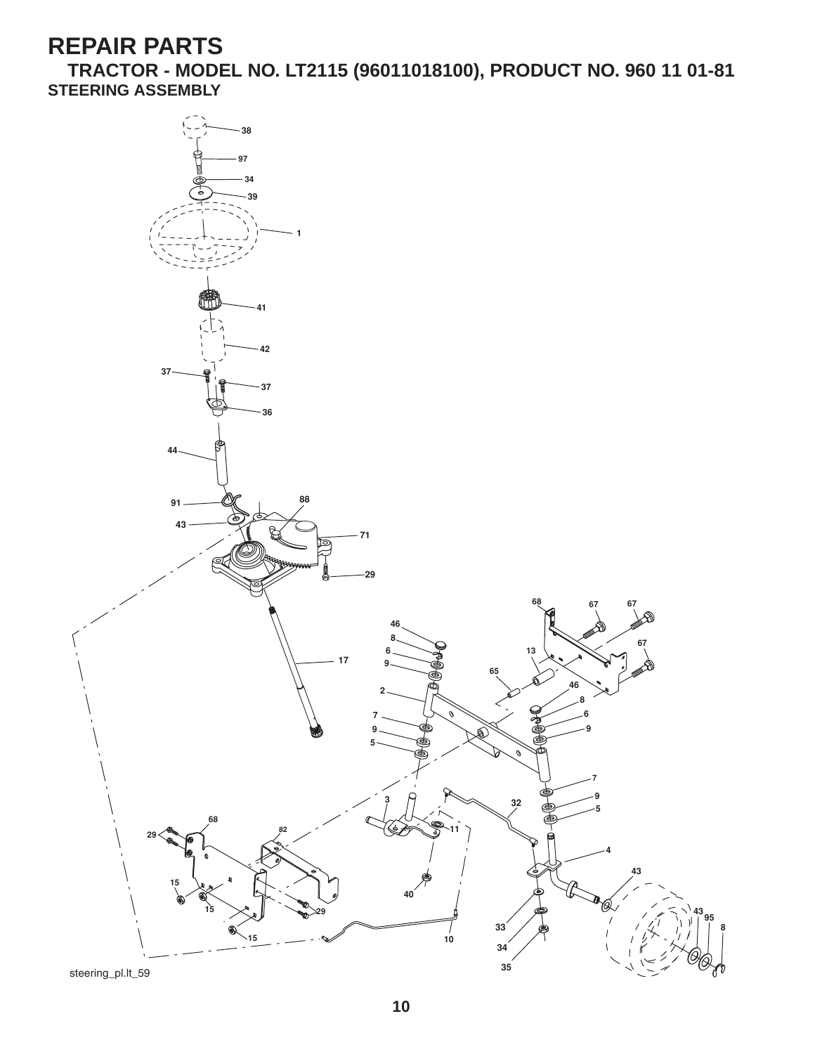# REPAIR PARTS

## TRACTOR - MODEL NO. LT2115 (96011018100), PRODUCT NO. 960 11 01-81

### STEERING ASSEMBLY

steering_pl.lt_59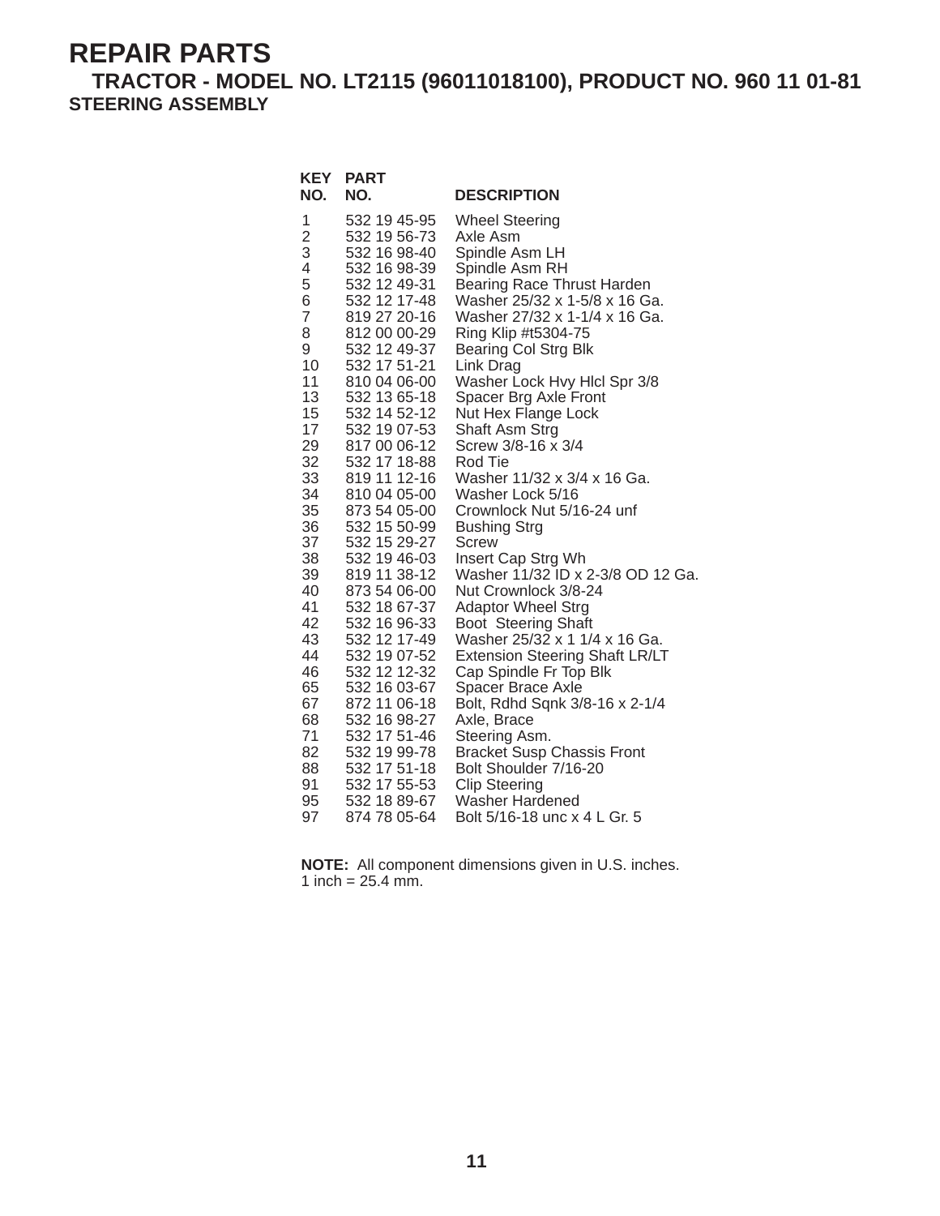# REPAIR PARTS

## TRACTOR - MODEL NO. LT2115 (96011018100), PRODUCT NO. 960 11 01-81

### STEERING ASSEMBLY

| KEY NO. | PART NO. | DESCRIPTION |
|---|---|---|
| 1 | 532 19 45-95 | Wheel Steering |
| 2 | 532 19 56-73 | Axle Asm |
| 3 | 532 16 98-40 | Spindle Asm LH |
| 4 | 532 16 98-39 | Spindle Asm RH |
| 5 | 532 12 49-31 | Bearing Race Thrust Harden |
| 6 | 532 12 17-48 | Washer 25/32 x 1-5/8 x 16 Ga. |
| 7 | 819 27 20-16 | Washer 27/32 x 1-1/4 x 16 Ga. |
| 8 | 812 00 00-29 | Ring Klip #t5304-75 |
| 9 | 532 12 49-37 | Bearing Col Strg Blk |
| 10 | 532 17 51-21 | Link Drag |
| 11 | 810 04 06-00 | Washer Lock Hvy Hlcl Spr 3/8 |
| 13 | 532 13 65-18 | Spacer Brg Axle Front |
| 15 | 532 14 52-12 | Nut Hex Flange Lock |
| 17 | 532 19 07-53 | Shaft Asm Strg |
| 29 | 817 00 06-12 | Screw 3/8-16 x 3/4 |
| 32 | 532 17 18-88 | Rod Tie |
| 33 | 819 11 12-16 | Washer 11/32 x 3/4 x 16 Ga. |
| 34 | 810 04 05-00 | Washer Lock 5/16 |
| 35 | 873 54 05-00 | Crownlock Nut 5/16-24 unf |
| 36 | 532 15 50-99 | Bushing Strg |
| 37 | 532 15 29-27 | Screw |
| 38 | 532 19 46-03 | Insert Cap Strg Wh |
| 39 | 819 11 38-12 | Washer 11/32 ID x 2-3/8 OD 12 Ga. |
| 40 | 873 54 06-00 | Nut Crownlock 3/8-24 |
| 41 | 532 18 67-37 | Adaptor Wheel Strg |
| 42 | 532 16 96-33 | Boot Steering Shaft |
| 43 | 532 12 17-49 | Washer 25/32 x 1 1/4 x 16 Ga. |
| 44 | 532 19 07-52 | Extension Steering Shaft LR/LT |
| 46 | 532 12 12-32 | Cap Spindle Fr Top Blk |
| 65 | 532 16 03-67 | Spacer Brace Axle |
| 67 | 872 11 06-18 | Bolt, Rdhd Sqnk 3/8-16 x 2-1/4 |
| 68 | 532 16 98-27 | Axle, Brace |
| 71 | 532 17 51-46 | Steering Asm. |
| 82 | 532 19 99-78 | Bracket Susp Chassis Front |
| 88 | 532 17 51-18 | Bolt Shoulder 7/16-20 |
| 91 | 532 17 55-53 | Clip Steering |
| 95 | 532 18 89-67 | Washer Hardened |
| 97 | 874 78 05-64 | Bolt 5/16-18 unc x 4 L Gr. 5 |

**NOTE:** All component dimensions given in U.S. inches.
1 inch = 25.4 mm.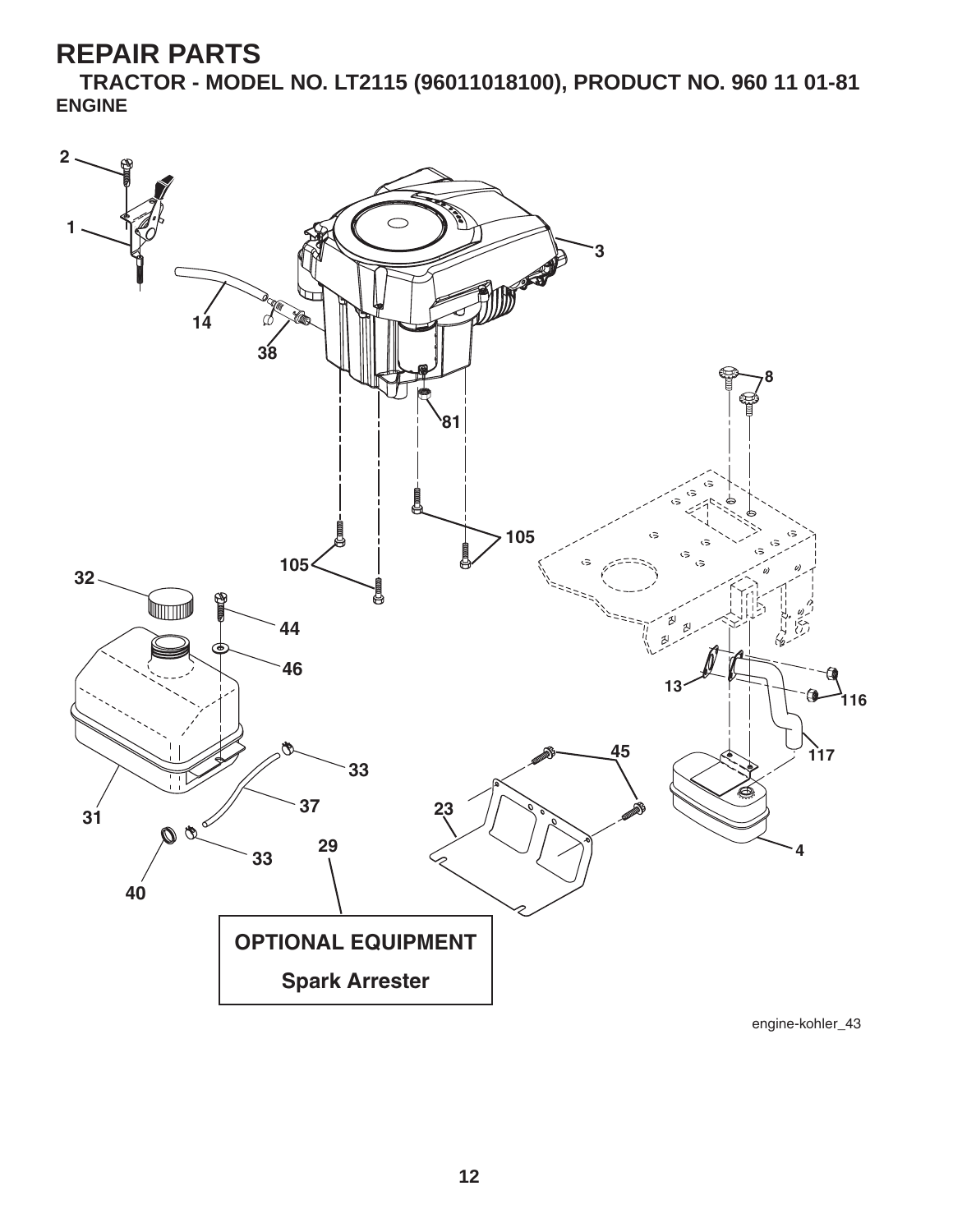# REPAIR PARTS

## TRACTOR - MODEL NO. LT2115 (96011018100), PRODUCT NO. 960 11 01-81

### ENGINE

2
1
14
38
3
8
81
105
105
32
44
46
13
116
117
45
33
37
23
31
29
33
4
40

**OPTIONAL EQUIPMENT**

**Spark Arrester**

engine-kohler_43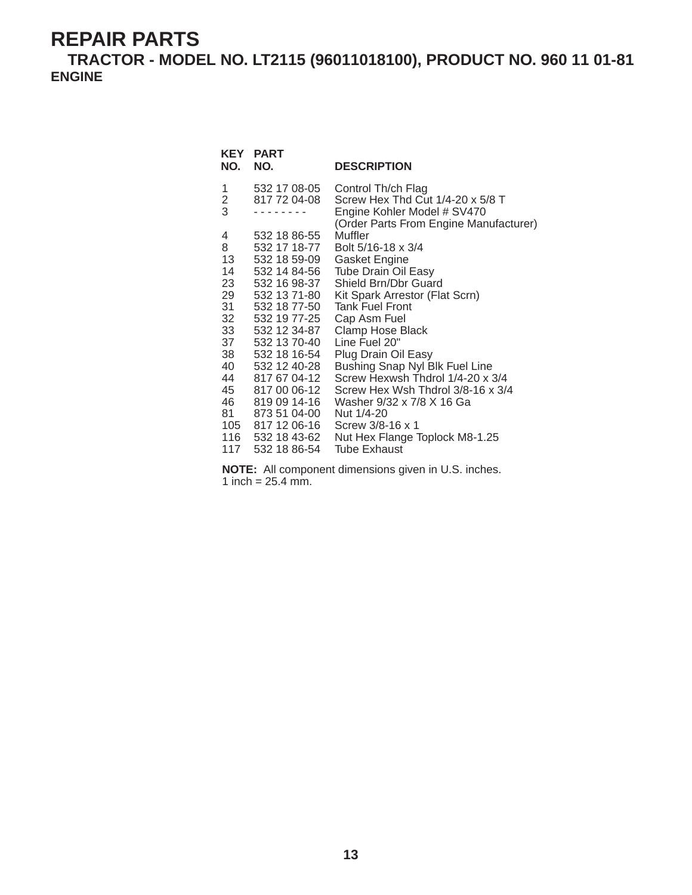# REPAIR PARTS

## TRACTOR - MODEL NO. LT2115 (96011018100), PRODUCT NO. 960 11 01-81

### ENGINE

| KEY NO. | PART NO. | DESCRIPTION |
|---|---|---|
| 1 | 532 17 08-05 | Control Th/ch Flag |
| 2 | 817 72 04-08 | Screw Hex Thd Cut 1/4-20 x 5/8 T |
| 3 | - - - - - - - - | Engine Kohler Model # SV470 (Order Parts From Engine Manufacturer) |
| 4 | 532 18 86-55 | Muffler |
| 8 | 532 17 18-77 | Bolt 5/16-18 x 3/4 |
| 13 | 532 18 59-09 | Gasket Engine |
| 14 | 532 14 84-56 | Tube Drain Oil Easy |
| 23 | 532 16 98-37 | Shield Brn/Dbr Guard |
| 29 | 532 13 71-80 | Kit Spark Arrestor (Flat Scrn) |
| 31 | 532 18 77-50 | Tank Fuel Front |
| 32 | 532 19 77-25 | Cap Asm Fuel |
| 33 | 532 12 34-87 | Clamp Hose Black |
| 37 | 532 13 70-40 | Line Fuel 20" |
| 38 | 532 18 16-54 | Plug Drain Oil Easy |
| 40 | 532 12 40-28 | Bushing Snap Nyl Blk Fuel Line |
| 44 | 817 67 04-12 | Screw Hexwsh Thdrol 1/4-20 x 3/4 |
| 45 | 817 00 06-12 | Screw Hex Wsh Thdrol 3/8-16 x 3/4 |
| 46 | 819 09 14-16 | Washer 9/32 x 7/8 X 16 Ga |
| 81 | 873 51 04-00 | Nut 1/4-20 |
| 105 | 817 12 06-16 | Screw 3/8-16 x 1 |
| 116 | 532 18 43-62 | Nut Hex Flange Toplock M8-1.25 |
| 117 | 532 18 86-54 | Tube Exhaust |

**NOTE:** All component dimensions given in U.S. inches.
1 inch = 25.4 mm.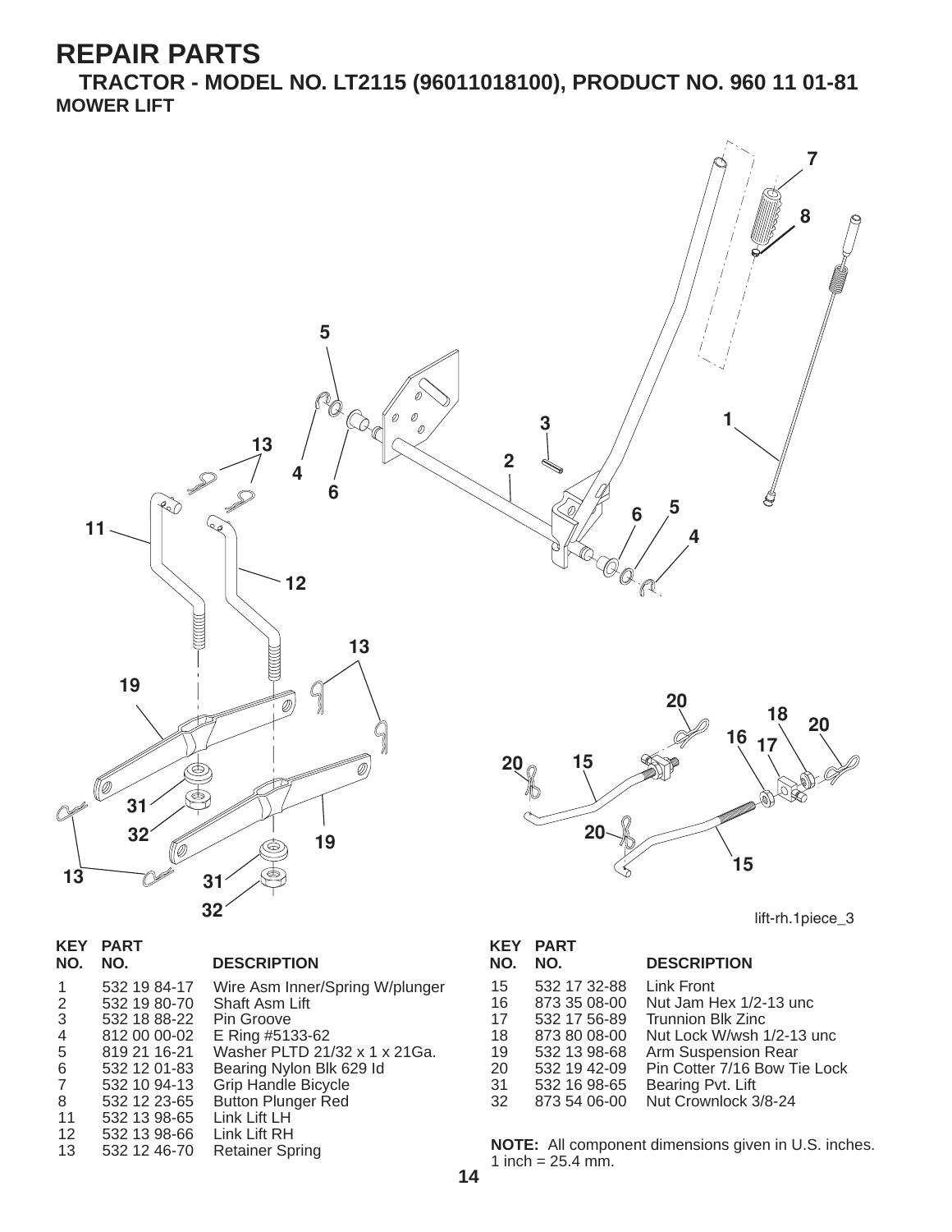# REPAIR PARTS

## TRACTOR - MODEL NO. LT2115 (96011018100), PRODUCT NO. 960 11 01-81

### MOWER LIFT

lift-rh.1piece_3

| KEY NO. | PART NO. | DESCRIPTION |
|---|---|---|
| 1 | 532 19 84-17 | Wire Asm Inner/Spring W/plunger |
| 2 | 532 19 80-70 | Shaft Asm Lift |
| 3 | 532 18 88-22 | Pin Groove |
| 4 | 812 00 00-02 | E Ring #5133-62 |
| 5 | 819 21 16-21 | Washer PLTD 21/32 x 1 x 21Ga. |
| 6 | 532 12 01-83 | Bearing Nylon Blk 629 Id |
| 7 | 532 10 94-13 | Grip Handle Bicycle |
| 8 | 532 12 23-65 | Button Plunger Red |
| 11 | 532 13 98-65 | Link Lift LH |
| 12 | 532 13 98-66 | Link Lift RH |
| 13 | 532 12 46-70 | Retainer Spring |
| 15 | 532 17 32-88 | Link Front |
| 16 | 873 35 08-00 | Nut Jam Hex 1/2-13 unc |
| 17 | 532 17 56-89 | Trunnion Blk Zinc |
| 18 | 873 80 08-00 | Nut Lock W/wsh 1/2-13 unc |
| 19 | 532 13 98-68 | Arm Suspension Rear |
| 20 | 532 19 42-09 | Pin Cotter 7/16 Bow Tie Lock |
| 31 | 532 16 98-65 | Bearing Pvt. Lift |
| 32 | 873 54 06-00 | Nut Crownlock 3/8-24 |

**NOTE:** All component dimensions given in U.S. inches.
1 inch = 25.4 mm.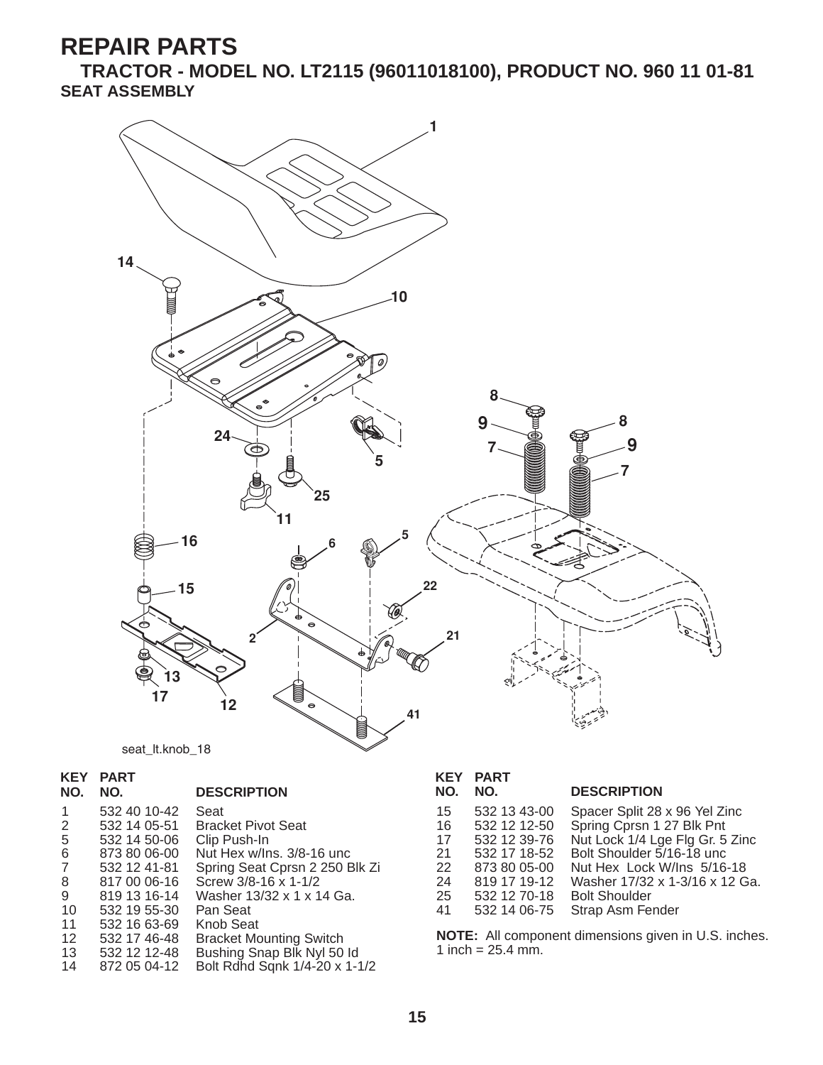# REPAIR PARTS

## TRACTOR - MODEL NO. LT2115 (96011018100), PRODUCT NO. 960 11 01-81

### SEAT ASSEMBLY

seat_lt.knob_18

| KEY NO. | PART NO. | DESCRIPTION |
|---|---|---|
| 1 | 532 40 10-42 | Seat |
| 2 | 532 14 05-51 | Bracket Pivot Seat |
| 5 | 532 14 50-06 | Clip Push-In |
| 6 | 873 80 06-00 | Nut Hex w/Ins. 3/8-16 unc |
| 7 | 532 12 41-81 | Spring Seat Cprsn 2 250 Blk Zi |
| 8 | 817 00 06-16 | Screw 3/8-16 x 1-1/2 |
| 9 | 819 13 16-14 | Washer 13/32 x 1 x 14 Ga. |
| 10 | 532 19 55-30 | Pan Seat |
| 11 | 532 16 63-69 | Knob Seat |
| 12 | 532 17 46-48 | Bracket Mounting Switch |
| 13 | 532 12 12-48 | Bushing Snap Blk Nyl 50 Id |
| 14 | 872 05 04-12 | Bolt Rdhd Sqnk 1/4-20 x 1-1/2 |
| 15 | 532 13 43-00 | Spacer Split 28 x 96 Yel Zinc |
| 16 | 532 12 12-50 | Spring Cprsn 1 27 Blk Pnt |
| 17 | 532 12 39-76 | Nut Lock 1/4 Lge Flg Gr. 5 Zinc |
| 21 | 532 17 18-52 | Bolt Shoulder 5/16-18 unc |
| 22 | 873 80 05-00 | Nut Hex Lock W/Ins 5/16-18 |
| 24 | 819 17 19-12 | Washer 17/32 x 1-3/16 x 12 Ga. |
| 25 | 532 12 70-18 | Bolt Shoulder |
| 41 | 532 14 06-75 | Strap Asm Fender |

**NOTE:** All component dimensions given in U.S. inches.
1 inch = 25.4 mm.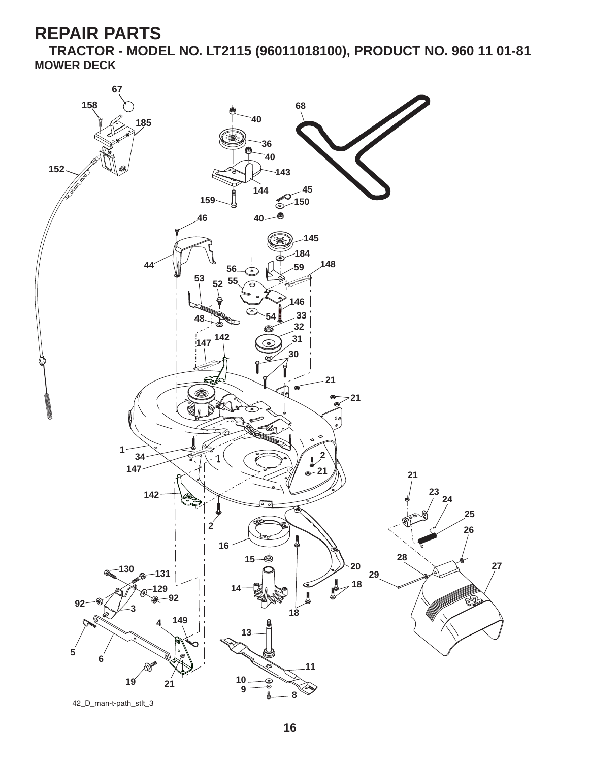# REPAIR PARTS

## TRACTOR - MODEL NO. LT2115 (96011018100), PRODUCT NO. 960 11 01-81

### MOWER DECK

42_D_man-t-path_stlt_3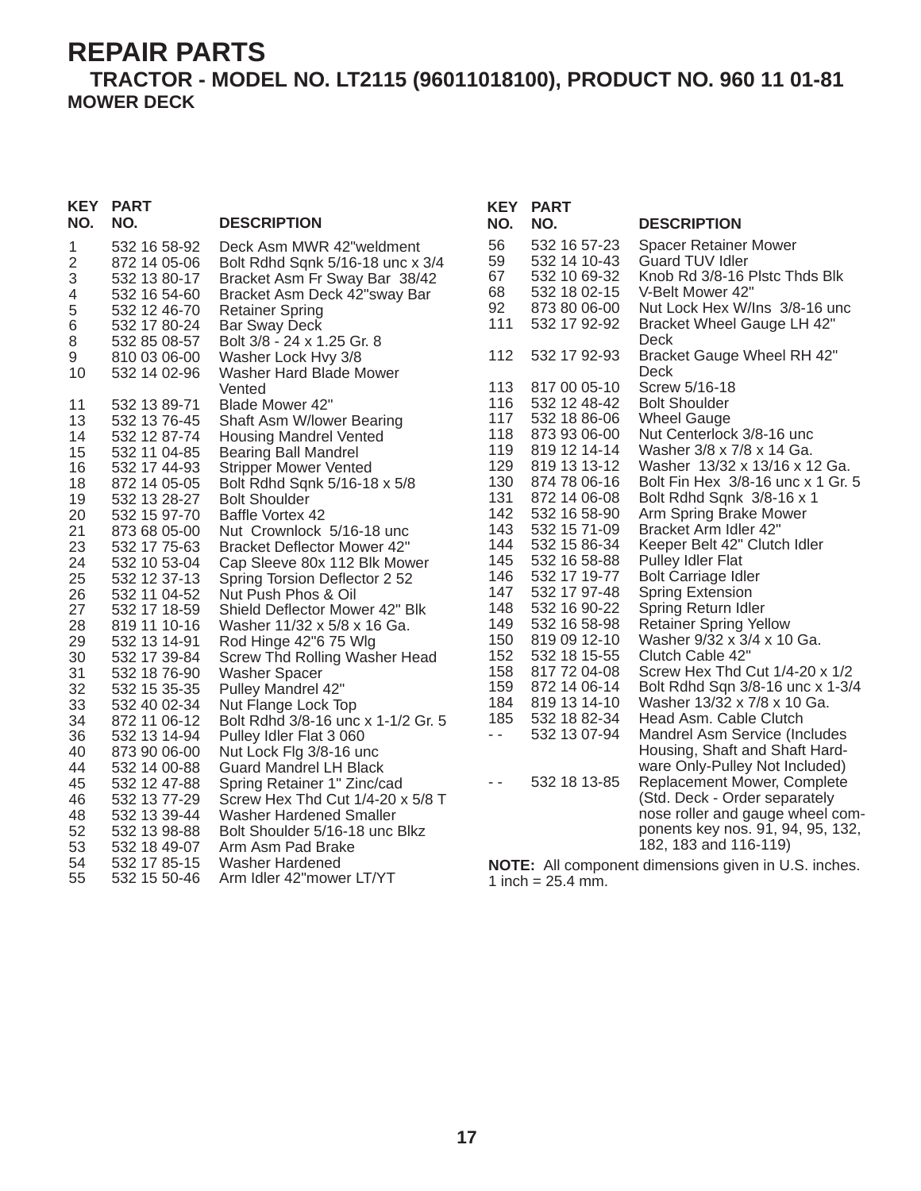# REPAIR PARTS

## TRACTOR - MODEL NO. LT2115 (96011018100), PRODUCT NO. 960 11 01-81

### MOWER DECK

| KEY NO. | PART NO. | DESCRIPTION |
|---|---|---|
| 1 | 532 16 58-92 | Deck Asm MWR 42"weldment |
| 2 | 872 14 05-06 | Bolt Rdhd Sqnk 5/16-18 unc x 3/4 |
| 3 | 532 13 80-17 | Bracket Asm Fr Sway Bar 38/42 |
| 4 | 532 16 54-60 | Bracket Asm Deck 42"sway Bar |
| 5 | 532 12 46-70 | Retainer Spring |
| 6 | 532 17 80-24 | Bar Sway Deck |
| 8 | 532 85 08-57 | Bolt 3/8 - 24 x 1.25 Gr. 8 |
| 9 | 810 03 06-00 | Washer Lock Hvy 3/8 |
| 10 | 532 14 02-96 | Washer Hard Blade Mower Vented |
| 11 | 532 13 89-71 | Blade Mower 42" |
| 13 | 532 13 76-45 | Shaft Asm W/lower Bearing |
| 14 | 532 12 87-74 | Housing Mandrel Vented |
| 15 | 532 11 04-85 | Bearing Ball Mandrel |
| 16 | 532 17 44-93 | Stripper Mower Vented |
| 18 | 872 14 05-05 | Bolt Rdhd Sqnk 5/16-18 x 5/8 |
| 19 | 532 13 28-27 | Bolt Shoulder |
| 20 | 532 15 97-70 | Baffle Vortex 42 |
| 21 | 873 68 05-00 | Nut Crownlock 5/16-18 unc |
| 23 | 532 17 75-63 | Bracket Deflector Mower 42" |
| 24 | 532 10 53-04 | Cap Sleeve 80x 112 Blk Mower |
| 25 | 532 12 37-13 | Spring Torsion Deflector 2 52 |
| 26 | 532 11 04-52 | Nut Push Phos & Oil |
| 27 | 532 17 18-59 | Shield Deflector Mower 42" Blk |
| 28 | 819 11 10-16 | Washer 11/32 x 5/8 x 16 Ga. |
| 29 | 532 13 14-91 | Rod Hinge 42"6 75 Wlg |
| 30 | 532 17 39-84 | Screw Thd Rolling Washer Head |
| 31 | 532 18 76-90 | Washer Spacer |
| 32 | 532 15 35-35 | Pulley Mandrel 42" |
| 33 | 532 40 02-34 | Nut Flange Lock Top |
| 34 | 872 11 06-12 | Bolt Rdhd 3/8-16 unc x 1-1/2 Gr. 5 |
| 36 | 532 13 14-94 | Pulley Idler Flat 3 060 |
| 40 | 873 90 06-00 | Nut Lock Flg 3/8-16 unc |
| 44 | 532 14 00-88 | Guard Mandrel LH Black |
| 45 | 532 12 47-88 | Spring Retainer 1" Zinc/cad |
| 46 | 532 13 77-29 | Screw Hex Thd Cut 1/4-20 x 5/8 T |
| 48 | 532 13 39-44 | Washer Hardened Smaller |
| 52 | 532 13 98-88 | Bolt Shoulder 5/16-18 unc Blkz |
| 53 | 532 18 49-07 | Arm Asm Pad Brake |
| 54 | 532 17 85-15 | Washer Hardened |
| 55 | 532 15 50-46 | Arm Idler 42"mower LT/YT |
| 56 | 532 16 57-23 | Spacer Retainer Mower |
| 59 | 532 14 10-43 | Guard TUV Idler |
| 67 | 532 10 69-32 | Knob Rd 3/8-16 Plstc Thds Blk |
| 68 | 532 18 02-15 | V-Belt Mower 42" |
| 92 | 873 80 06-00 | Nut Lock Hex W/Ins 3/8-16 unc |
| 111 | 532 17 92-92 | Bracket Wheel Gauge LH 42" Deck |
| 112 | 532 17 92-93 | Bracket Gauge Wheel RH 42" Deck |
| 113 | 817 00 05-10 | Screw 5/16-18 |
| 116 | 532 12 48-42 | Bolt Shoulder |
| 117 | 532 18 86-06 | Wheel Gauge |
| 118 | 873 93 06-00 | Nut Centerlock 3/8-16 unc |
| 119 | 819 12 14-14 | Washer 3/8 x 7/8 x 14 Ga. |
| 129 | 819 13 13-12 | Washer 13/32 x 13/16 x 12 Ga. |
| 130 | 874 78 06-16 | Bolt Fin Hex 3/8-16 unc x 1 Gr. 5 |
| 131 | 872 14 06-08 | Bolt Rdhd Sqnk 3/8-16 x 1 |
| 142 | 532 16 58-90 | Arm Spring Brake Mower |
| 143 | 532 15 71-09 | Bracket Arm Idler 42" |
| 144 | 532 15 86-34 | Keeper Belt 42" Clutch Idler |
| 145 | 532 16 58-88 | Pulley Idler Flat |
| 146 | 532 17 19-77 | Bolt Carriage Idler |
| 147 | 532 17 97-48 | Spring Extension |
| 148 | 532 16 90-22 | Spring Return Idler |
| 149 | 532 16 58-98 | Retainer Spring Yellow |
| 150 | 819 09 12-10 | Washer 9/32 x 3/4 x 10 Ga. |
| 152 | 532 18 15-55 | Clutch Cable 42" |
| 158 | 817 72 04-08 | Screw Hex Thd Cut 1/4-20 x 1/2 |
| 159 | 872 14 06-14 | Bolt Rdhd Sqn 3/8-16 unc x 1-3/4 |
| 184 | 819 13 14-10 | Washer 13/32 x 7/8 x 10 Ga. |
| 185 | 532 18 82-34 | Head Asm. Cable Clutch |
| - - | 532 13 07-94 | Mandrel Asm Service (Includes Housing, Shaft and Shaft Hardware Only-Pulley Not Included) |
| - - | 532 18 13-85 | Replacement Mower, Complete (Std. Deck - Order separately nose roller and gauge wheel components key nos. 91, 94, 95, 132, 182, 183 and 116-119) |

**NOTE:** All component dimensions given in U.S. inches. 1 inch = 25.4 mm.